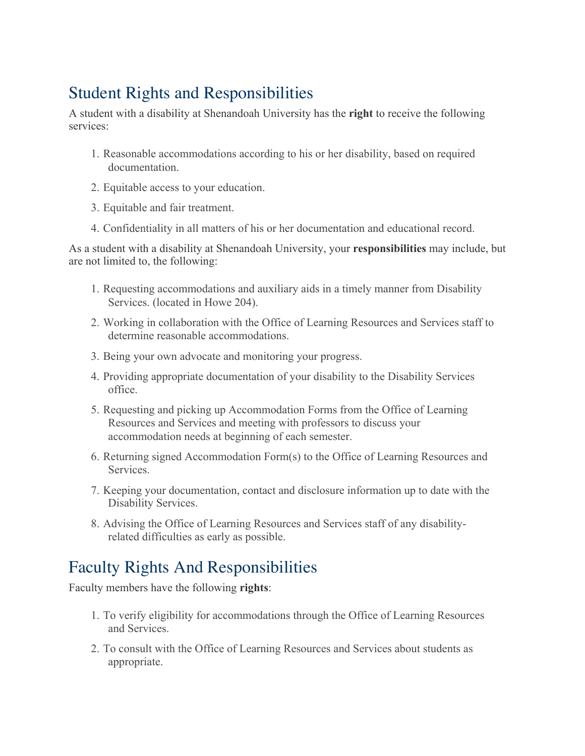## Student Rights and Responsibilities

A student with a disability at Shenandoah University has the **right** to receive the following services:

1. Reasonable accommodations according to his or her disability, based on required documentation.
2. Equitable access to your education.
3. Equitable and fair treatment.
4. Confidentiality in all matters of his or her documentation and educational record.

As a student with a disability at Shenandoah University, your **responsibilities** may include, but are not limited to, the following:

1. Requesting accommodations and auxiliary aids in a timely manner from Disability Services. (located in Howe 204).
2. Working in collaboration with the Office of Learning Resources and Services staff to determine reasonable accommodations.
3. Being your own advocate and monitoring your progress.
4. Providing appropriate documentation of your disability to the Disability Services office.
5. Requesting and picking up Accommodation Forms from the Office of Learning Resources and Services and meeting with professors to discuss your accommodation needs at beginning of each semester.
6. Returning signed Accommodation Form(s) to the Office of Learning Resources and Services.
7. Keeping your documentation, contact and disclosure information up to date with the Disability Services.
8. Advising the Office of Learning Resources and Services staff of any disability-related difficulties as early as possible.

## Faculty Rights And Responsibilities

Faculty members have the following **rights**:

1. To verify eligibility for accommodations through the Office of Learning Resources and Services.
2. To consult with the Office of Learning Resources and Services about students as appropriate.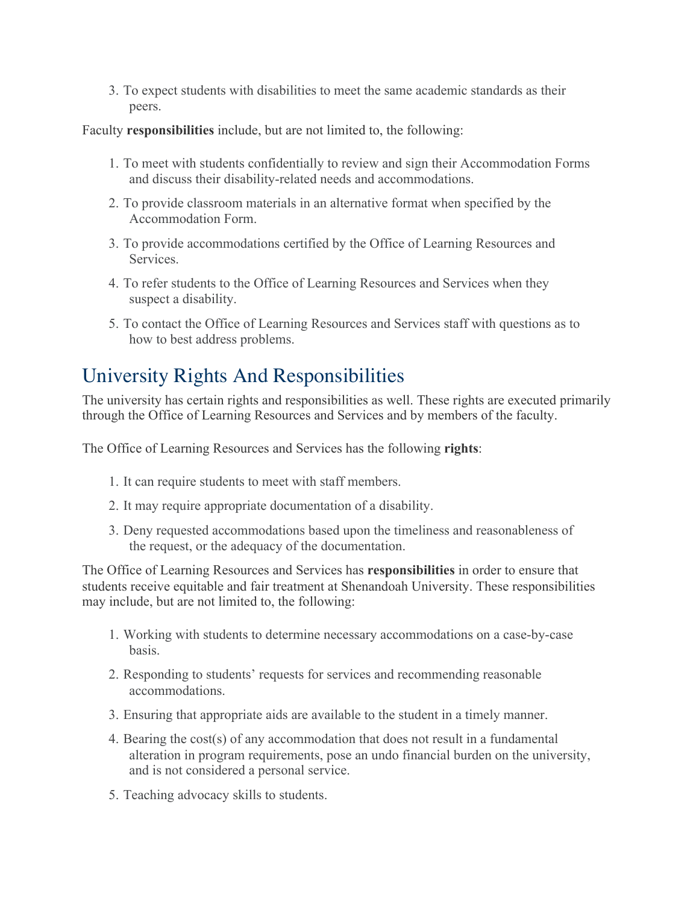3. To expect students with disabilities to meet the same academic standards as their peers.

Faculty **responsibilities** include, but are not limited to, the following:

1. To meet with students confidentially to review and sign their Accommodation Forms and discuss their disability-related needs and accommodations.
2. To provide classroom materials in an alternative format when specified by the Accommodation Form.
3. To provide accommodations certified by the Office of Learning Resources and Services.
4. To refer students to the Office of Learning Resources and Services when they suspect a disability.
5. To contact the Office of Learning Resources and Services staff with questions as to how to best address problems.

## University Rights And Responsibilities

The university has certain rights and responsibilities as well. These rights are executed primarily through the Office of Learning Resources and Services and by members of the faculty.

The Office of Learning Resources and Services has the following **rights**:

1. It can require students to meet with staff members.
2. It may require appropriate documentation of a disability.
3. Deny requested accommodations based upon the timeliness and reasonableness of the request, or the adequacy of the documentation.

The Office of Learning Resources and Services has **responsibilities** in order to ensure that students receive equitable and fair treatment at Shenandoah University. These responsibilities may include, but are not limited to, the following:

1. Working with students to determine necessary accommodations on a case-by-case basis.
2. Responding to students' requests for services and recommending reasonable accommodations.
3. Ensuring that appropriate aids are available to the student in a timely manner.
4. Bearing the cost(s) of any accommodation that does not result in a fundamental alteration in program requirements, pose an undo financial burden on the university, and is not considered a personal service.
5. Teaching advocacy skills to students.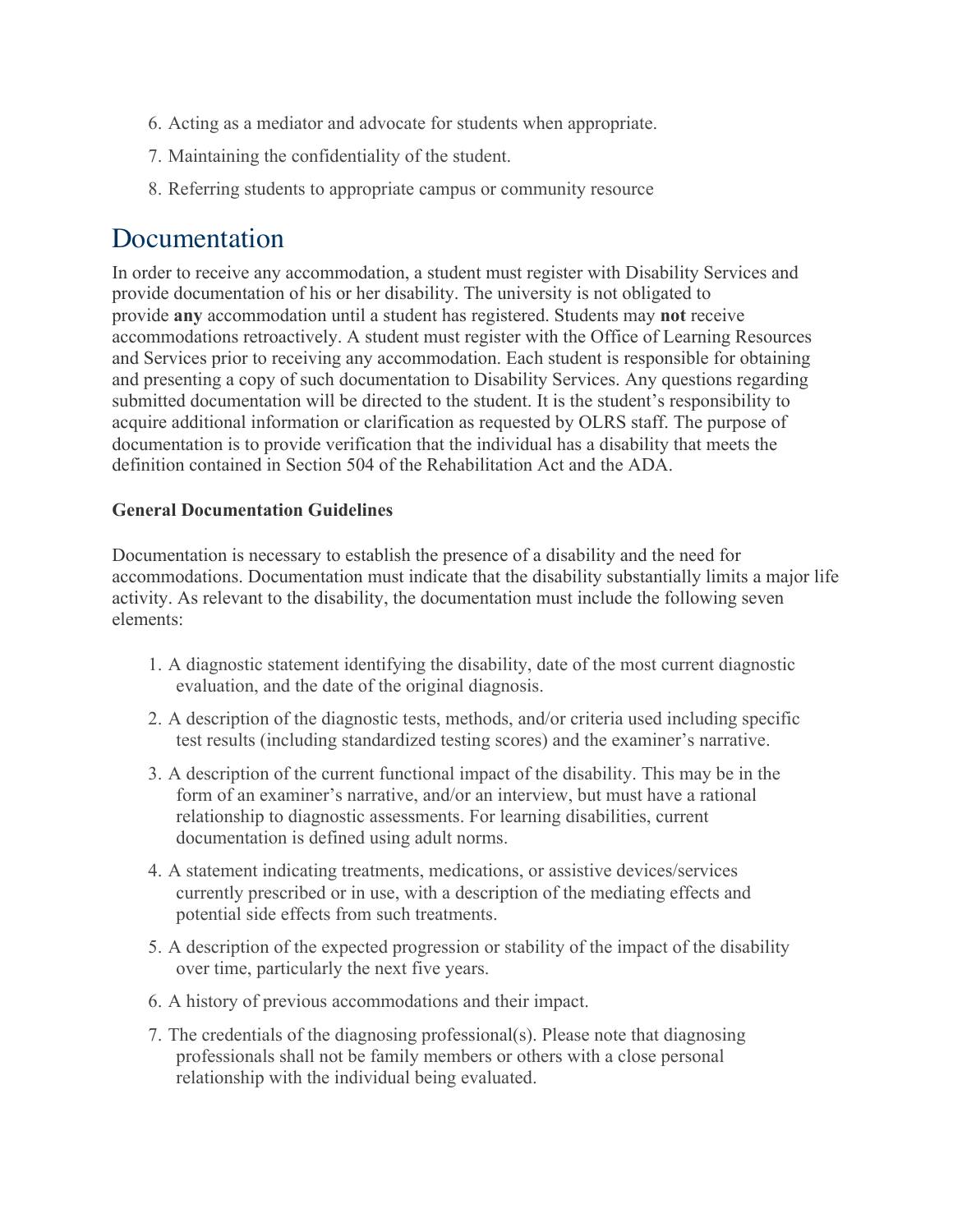6. Acting as a mediator and advocate for students when appropriate.
7. Maintaining the confidentiality of the student.
8. Referring students to appropriate campus or community resource

## Documentation

In order to receive any accommodation, a student must register with Disability Services and provide documentation of his or her disability. The university is not obligated to provide **any** accommodation until a student has registered. Students may **not** receive accommodations retroactively. A student must register with the Office of Learning Resources and Services prior to receiving any accommodation. Each student is responsible for obtaining and presenting a copy of such documentation to Disability Services. Any questions regarding submitted documentation will be directed to the student. It is the student's responsibility to acquire additional information or clarification as requested by OLRS staff. The purpose of documentation is to provide verification that the individual has a disability that meets the definition contained in Section 504 of the Rehabilitation Act and the ADA.

**General Documentation Guidelines**

Documentation is necessary to establish the presence of a disability and the need for accommodations. Documentation must indicate that the disability substantially limits a major life activity. As relevant to the disability, the documentation must include the following seven elements:

1. A diagnostic statement identifying the disability, date of the most current diagnostic evaluation, and the date of the original diagnosis.
2. A description of the diagnostic tests, methods, and/or criteria used including specific test results (including standardized testing scores) and the examiner's narrative.
3. A description of the current functional impact of the disability. This may be in the form of an examiner's narrative, and/or an interview, but must have a rational relationship to diagnostic assessments. For learning disabilities, current documentation is defined using adult norms.
4. A statement indicating treatments, medications, or assistive devices/services currently prescribed or in use, with a description of the mediating effects and potential side effects from such treatments.
5. A description of the expected progression or stability of the impact of the disability over time, particularly the next five years.
6. A history of previous accommodations and their impact.
7. The credentials of the diagnosing professional(s). Please note that diagnosing professionals shall not be family members or others with a close personal relationship with the individual being evaluated.